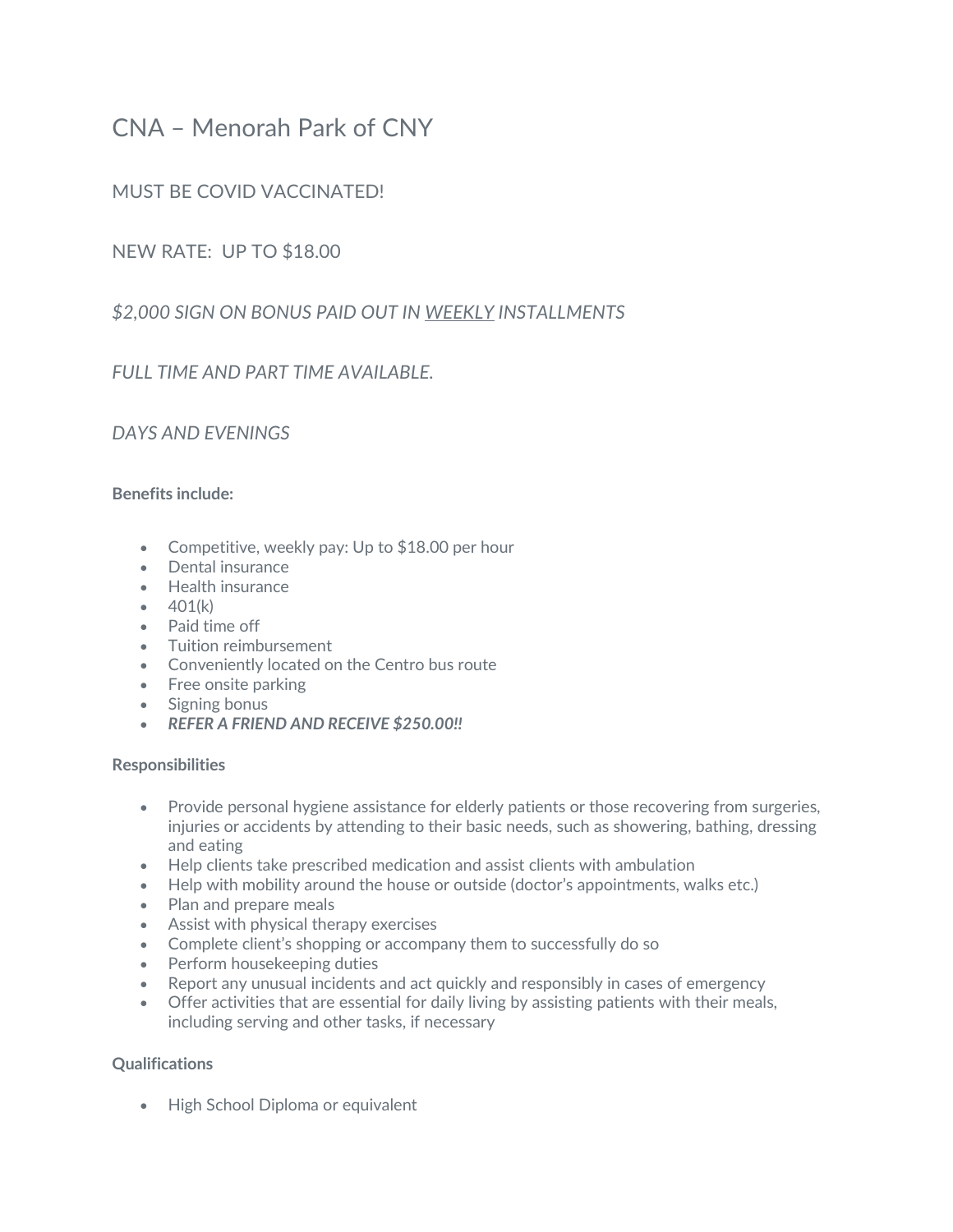# CNA – Menorah Park of CNY

## MUST BE COVID VACCINATED!

## NEW RATE:  UP TO $18.00

## *$2,000 SIGN ON BONUS PAID OUT IN <u>WEEKLY</u> INSTALLMENTS*

## *FULL TIME AND PART TIME AVAILABLE.*

## *DAYS AND EVENINGS*

**Benefits include:**

- Competitive, weekly pay: Up to $18.00 per hour
- Dental insurance
- Health insurance
- 401(k)
- Paid time off
- Tuition reimbursement
- Conveniently located on the Centro bus route
- Free onsite parking
- Signing bonus
- ***REFER A FRIEND AND RECEIVE $250.00!!***

**Responsibilities**

- Provide personal hygiene assistance for elderly patients or those recovering from surgeries, injuries or accidents by attending to their basic needs, such as showering, bathing, dressing and eating
- Help clients take prescribed medication and assist clients with ambulation
- Help with mobility around the house or outside (doctor's appointments, walks etc.)
- Plan and prepare meals
- Assist with physical therapy exercises
- Complete client's shopping or accompany them to successfully do so
- Perform housekeeping duties
- Report any unusual incidents and act quickly and responsibly in cases of emergency
- Offer activities that are essential for daily living by assisting patients with their meals, including serving and other tasks, if necessary

**Qualifications**

- High School Diploma or equivalent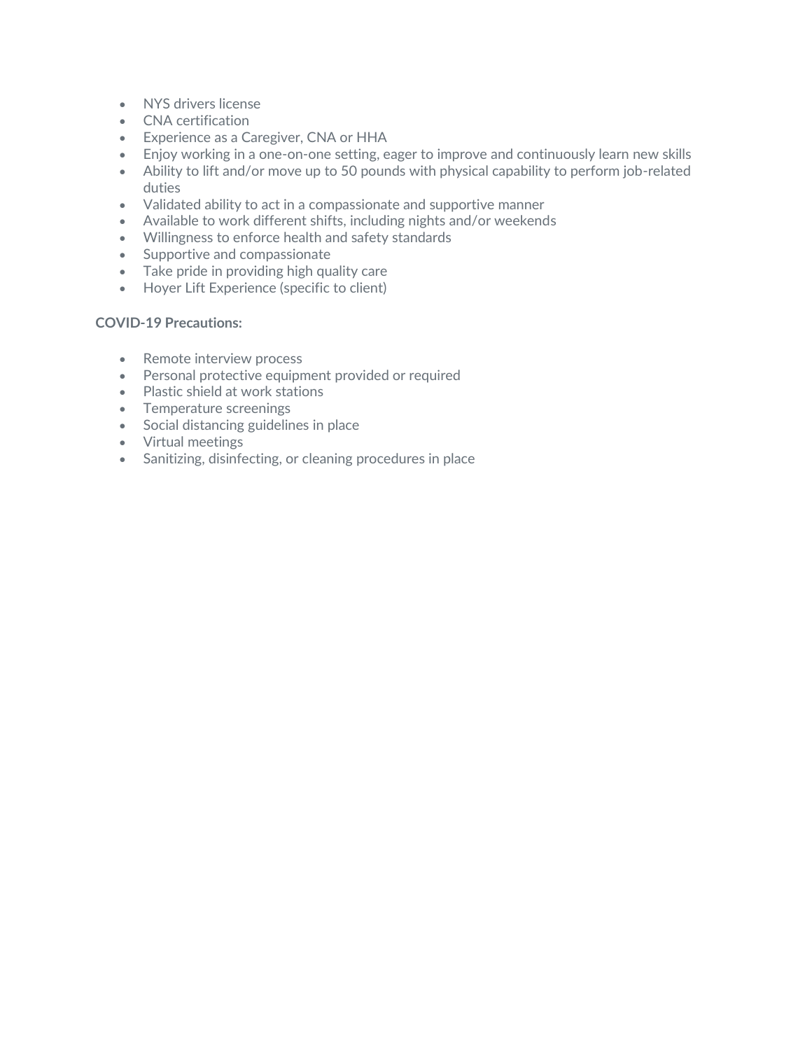- NYS drivers license
- CNA certification
- Experience as a Caregiver, CNA or HHA
- Enjoy working in a one-on-one setting, eager to improve and continuously learn new skills
- Ability to lift and/or move up to 50 pounds with physical capability to perform job-related duties
- Validated ability to act in a compassionate and supportive manner
- Available to work different shifts, including nights and/or weekends
- Willingness to enforce health and safety standards
- Supportive and compassionate
- Take pride in providing high quality care
- Hoyer Lift Experience (specific to client)

**COVID-19 Precautions:**

- Remote interview process
- Personal protective equipment provided or required
- Plastic shield at work stations
- Temperature screenings
- Social distancing guidelines in place
- Virtual meetings
- Sanitizing, disinfecting, or cleaning procedures in place